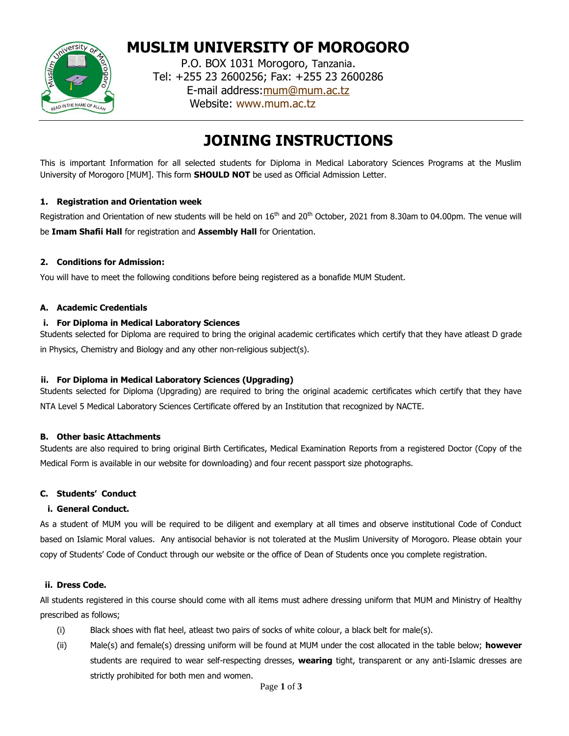# MUSLIM UNIVERSITY OF MOROGORO

P.O. BOX 1031 Morogoro, Tanzania.
Tel: +255 23 2600256; Fax: +255 23 2600286
E-mail address: mum@mum.ac.tz
Website: www.mum.ac.tz

# JOINING INSTRUCTIONS

This is important Information for all selected students for Diploma in Medical Laboratory Sciences Programs at the Muslim University of Morogoro [MUM]. This form **SHOULD NOT** be used as Official Admission Letter.

### 1. Registration and Orientation week

Registration and Orientation of new students will be held on 16th and 20th October, 2021 from 8.30am to 04.00pm. The venue will be **Imam Shafii Hall** for registration and **Assembly Hall** for Orientation.

### 2. Conditions for Admission:

You will have to meet the following conditions before being registered as a bonafide MUM Student.

### A. Academic Credentials

#### i. For Diploma in Medical Laboratory Sciences

Students selected for Diploma are required to bring the original academic certificates which certify that they have atleast D grade in Physics, Chemistry and Biology and any other non-religious subject(s).

#### ii. For Diploma in Medical Laboratory Sciences (Upgrading)

Students selected for Diploma (Upgrading) are required to bring the original academic certificates which certify that they have NTA Level 5 Medical Laboratory Sciences Certificate offered by an Institution that recognized by NACTE.

### B. Other basic Attachments

Students are also required to bring original Birth Certificates, Medical Examination Reports from a registered Doctor (Copy of the Medical Form is available in our website for downloading) and four recent passport size photographs.

### C. Students' Conduct

#### i. General Conduct.

As a student of MUM you will be required to be diligent and exemplary at all times and observe institutional Code of Conduct based on Islamic Moral values. Any antisocial behavior is not tolerated at the Muslim University of Morogoro. Please obtain your copy of Students' Code of Conduct through our website or the office of Dean of Students once you complete registration.

#### ii. Dress Code.

All students registered in this course should come with all items must adhere dressing uniform that MUM and Ministry of Healthy prescribed as follows;

- (i) Black shoes with flat heel, atleast two pairs of socks of white colour, a black belt for male(s).
- (ii) Male(s) and female(s) dressing uniform will be found at MUM under the cost allocated in the table below; **however** students are required to wear self-respecting dresses, **wearing** tight, transparent or any anti-Islamic dresses are strictly prohibited for both men and women.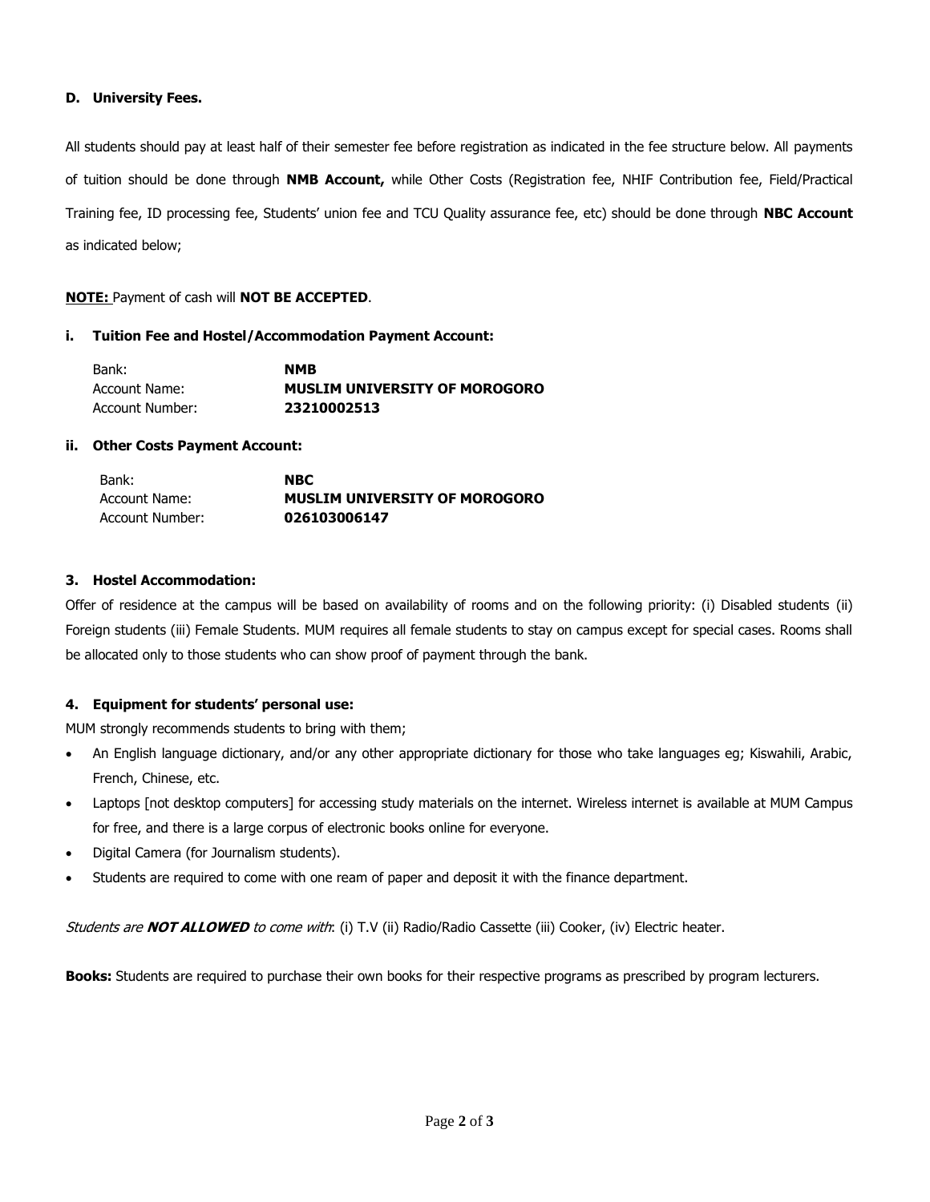### D. University Fees.

All students should pay at least half of their semester fee before registration as indicated in the fee structure below. All payments of tuition should be done through **NMB Account,** while Other Costs (Registration fee, NHIF Contribution fee, Field/Practical Training fee, ID processing fee, Students' union fee and TCU Quality assurance fee, etc) should be done through **NBC Account** as indicated below;

**NOTE:** Payment of cash will **NOT BE ACCEPTED**.

#### i. Tuition Fee and Hostel/Accommodation Payment Account:

| | |
|---|---|
| Bank: | **NMB** |
| Account Name: | **MUSLIM UNIVERSITY OF MOROGORO** |
| Account Number: | **23210002513** |

#### ii. Other Costs Payment Account:

| | |
|---|---|
| Bank: | **NBC** |
| Account Name: | **MUSLIM UNIVERSITY OF MOROGORO** |
| Account Number: | **026103006147** |

### 3. Hostel Accommodation:

Offer of residence at the campus will be based on availability of rooms and on the following priority: (i) Disabled students (ii) Foreign students (iii) Female Students. MUM requires all female students to stay on campus except for special cases. Rooms shall be allocated only to those students who can show proof of payment through the bank.

### 4. Equipment for students' personal use:

MUM strongly recommends students to bring with them;

- An English language dictionary, and/or any other appropriate dictionary for those who take languages eg; Kiswahili, Arabic, French, Chinese, etc.
- Laptops [not desktop computers] for accessing study materials on the internet. Wireless internet is available at MUM Campus for free, and there is a large corpus of electronic books online for everyone.
- Digital Camera (for Journalism students).
- Students are required to come with one ream of paper and deposit it with the finance department.

*Students are **NOT ALLOWED** to come with*: (i) T.V (ii) Radio/Radio Cassette (iii) Cooker, (iv) Electric heater.

**Books:** Students are required to purchase their own books for their respective programs as prescribed by program lecturers.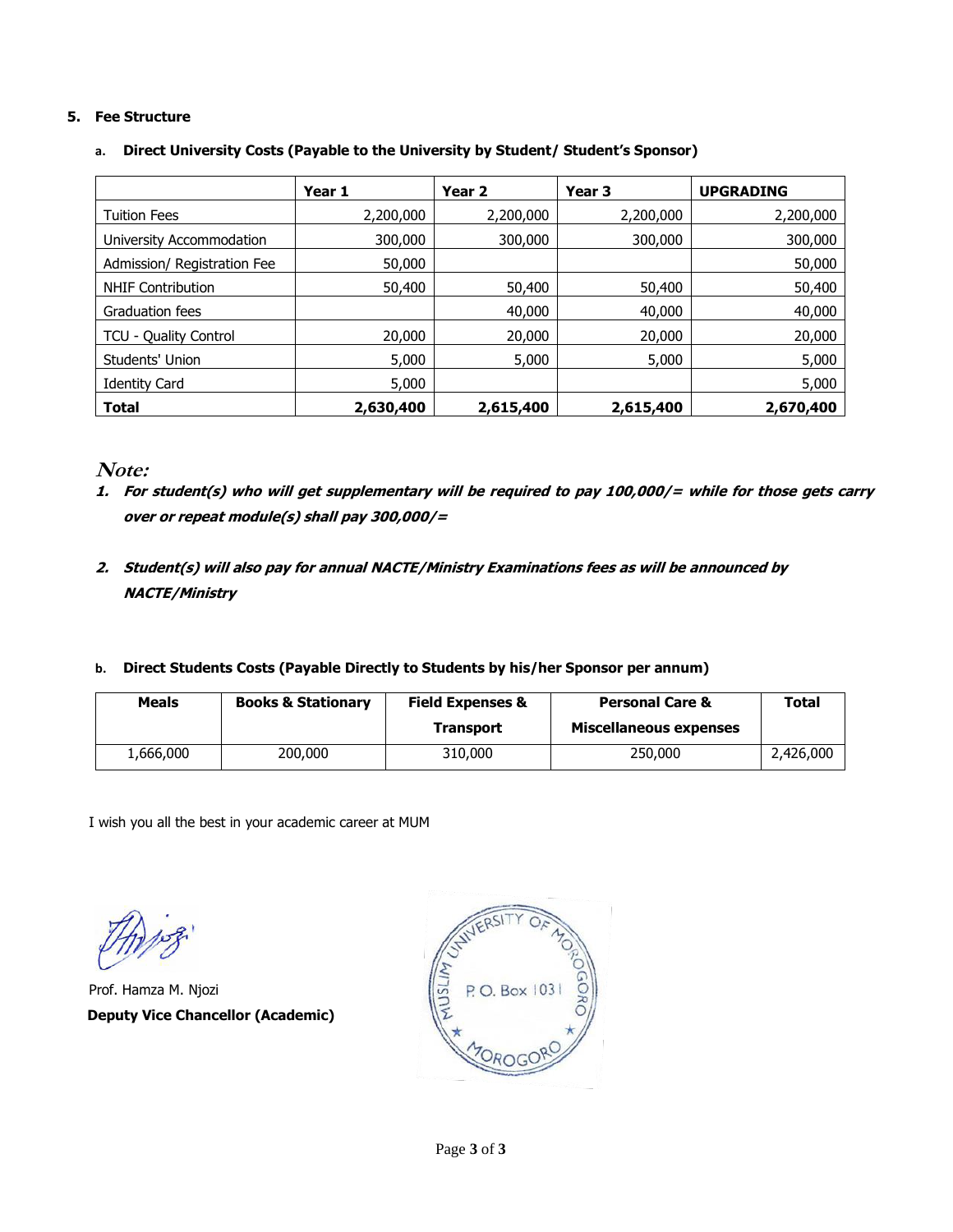## 5. Fee Structure

### a. Direct University Costs (Payable to the University by Student/ Student's Sponsor)

| | Year 1 | Year 2 | Year 3 | UPGRADING |
|---|---|---|---|---|
| Tuition Fees | 2,200,000 | 2,200,000 | 2,200,000 | 2,200,000 |
| University Accommodation | 300,000 | 300,000 | 300,000 | 300,000 |
| Admission/ Registration Fee | 50,000 | | | 50,000 |
| NHIF Contribution | 50,400 | 50,400 | 50,400 | 50,400 |
| Graduation fees | | 40,000 | 40,000 | 40,000 |
| TCU - Quality Control | 20,000 | 20,000 | 20,000 | 20,000 |
| Students' Union | 5,000 | 5,000 | 5,000 | 5,000 |
| Identity Card | 5,000 | | | 5,000 |
| **Total** | **2,630,400** | **2,615,400** | **2,615,400** | **2,670,400** |

***Note:***

1. ***For student(s) who will get supplementary will be required to pay 100,000/= while for those gets carry over or repeat module(s) shall pay 300,000/=***

2. ***Student(s) will also pay for annual NACTE/Ministry Examinations fees as will be announced by NACTE/Ministry***

### b. Direct Students Costs (Payable Directly to Students by his/her Sponsor per annum)

| Meals | Books & Stationary | Field Expenses & Transport | Personal Care & Miscellaneous expenses | Total |
|---|---|---|---|---|
| 1,666,000 | 200,000 | 310,000 | 250,000 | 2,426,000 |

I wish you all the best in your academic career at MUM

Prof. Hamza M. Njozi

**Deputy Vice Chancellor (Academic)**

MUSLIM UNIVERSITY OF MOROGORO
P. O. Box 1031
MOROGORO